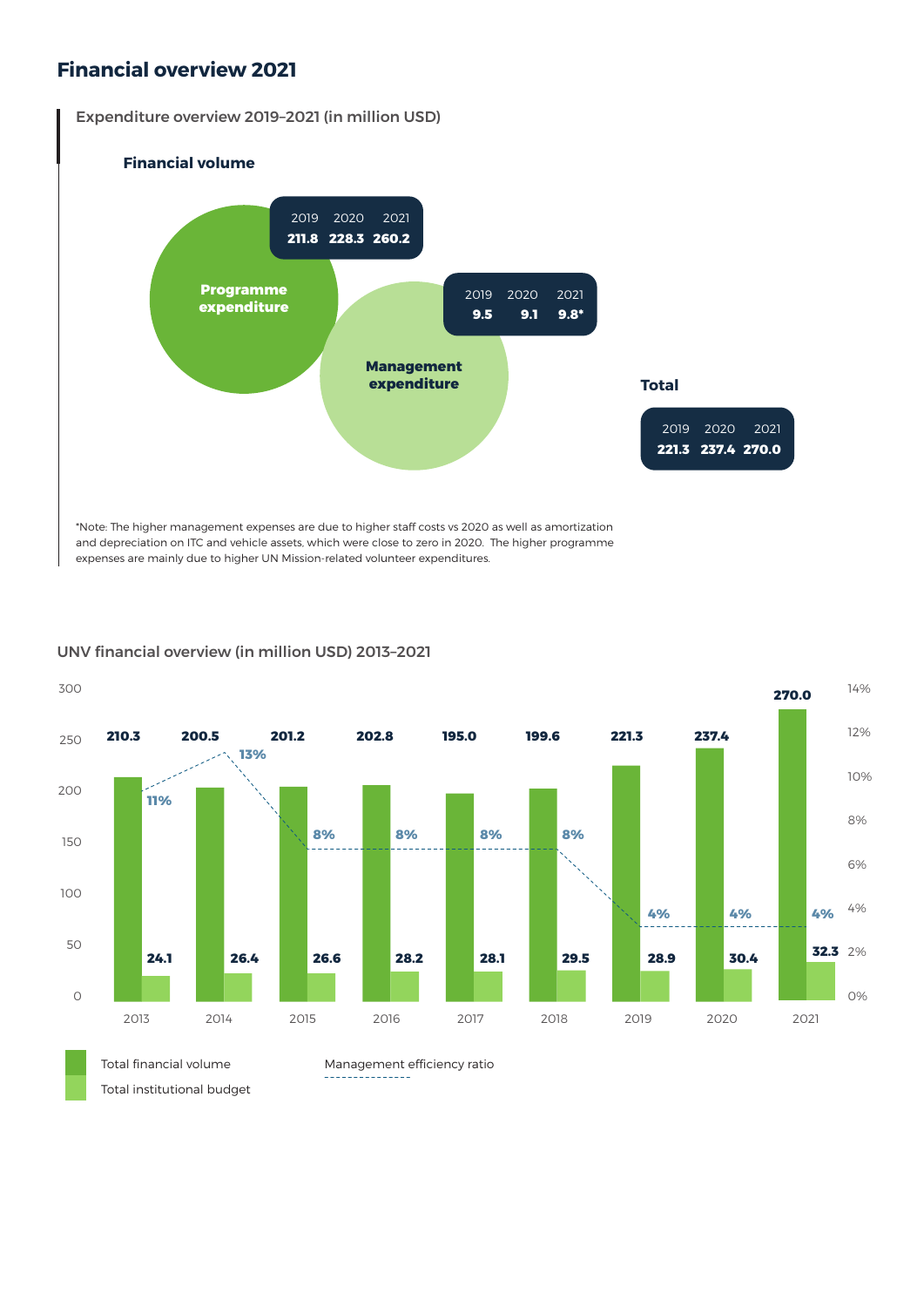# Financial overview 2021

## Expenditure overview 2019–2021 (in million USD)

### Financial volume

| | 2019 | 2020 | 2021 |
|---|---|---|---|
| Programme expenditure | 211.8 | 228.3 | 260.2 |
| Management expenditure | 9.5 | 9.1 | 9.8* |
| Total | 221.3 | 237.4 | 270.0 |

*Note: The higher management expenses are due to higher staff costs vs 2020 as well as amortization and depreciation on ITC and vehicle assets, which were close to zero in 2020. The higher programme expenses are mainly due to higher UN Mission-related volunteer expenditures.

## UNV financial overview (in million USD) 2013–2021

| Year | Total financial volume | Total institutional budget | Management efficiency ratio |
|---|---|---|---|
| 2013 | 210.3 | 24.1 | 11% |
| 2014 | 200.5 | 26.4 | 13% |
| 2015 | 201.2 | 26.6 | 8% |
| 2016 | 202.8 | 28.2 | 8% |
| 2017 | 195.0 | 28.1 | 8% |
| 2018 | 199.6 | 29.5 | 8% |
| 2019 | 221.3 | 28.9 | 4% |
| 2020 | 237.4 | 30.4 | 4% |
| 2021 | 270.0 | 32.3 | 4% |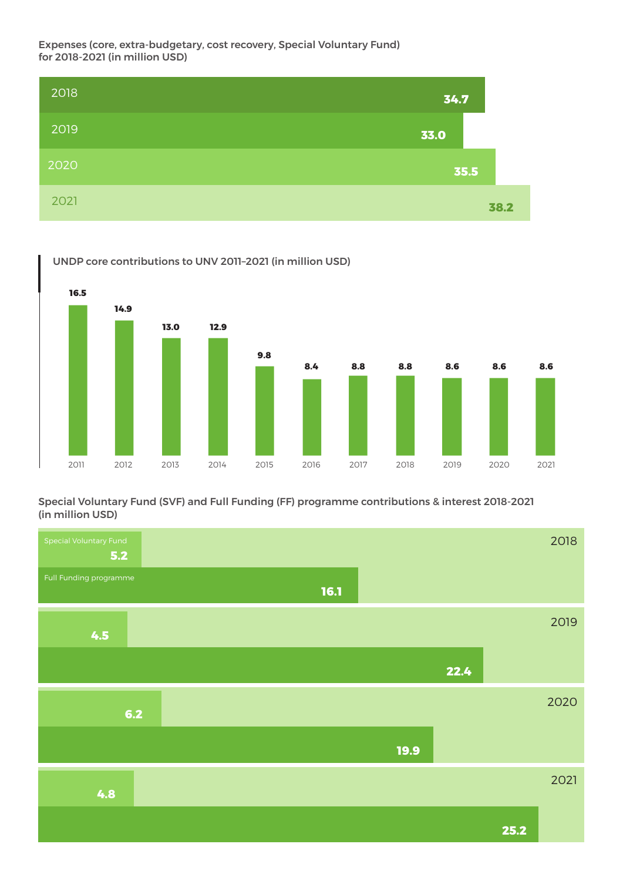Expenses (core, extra-budgetary, cost recovery, Special Voluntary Fund) for 2018-2021 (in million USD)

| Year | Expenses |
| --- | --- |
| 2018 | 34.7 |
| 2019 | 33.0 |
| 2020 | 35.5 |
| 2021 | 38.2 |

UNDP core contributions to UNV 2011–2021 (in million USD)

| Year | Contribution |
| --- | --- |
| 2011 | 16.5 |
| 2012 | 14.9 |
| 2013 | 13.0 |
| 2014 | 12.9 |
| 2015 | 9.8 |
| 2016 | 8.4 |
| 2017 | 8.8 |
| 2018 | 8.8 |
| 2019 | 8.6 |
| 2020 | 8.6 |
| 2021 | 8.6 |

Special Voluntary Fund (SVF) and Full Funding (FF) programme contributions & interest 2018-2021 (in million USD)

| Year | Special Voluntary Fund | Full Funding programme |
| --- | --- | --- |
| 2018 | 5.2 | 16.1 |
| 2019 | 4.5 | 22.4 |
| 2020 | 6.2 | 19.9 |
| 2021 | 4.8 | 25.2 |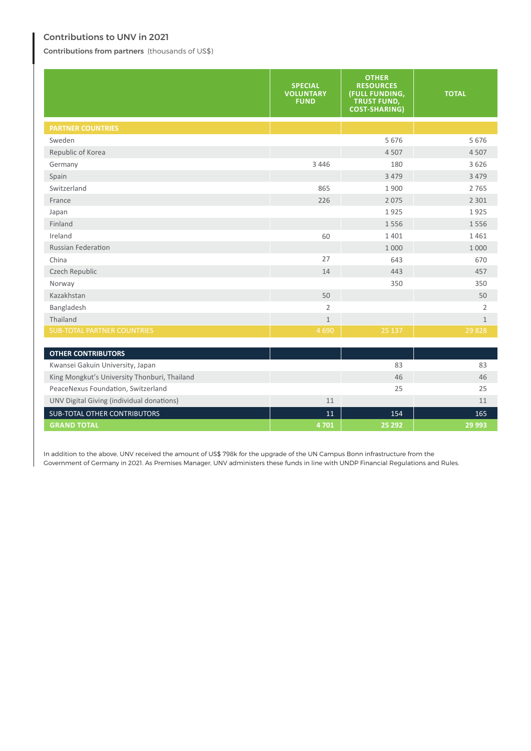## Contributions to UNV in 2021

**Contributions from partners** (thousands of US$)

| | SPECIAL VOLUNTARY FUND | OTHER RESOURCES (FULL FUNDING, TRUST FUND, COST-SHARING) | TOTAL |
|---|---|---|---|
| **PARTNER COUNTRIES** | | | |
| Sweden | | 5 676 | 5 676 |
| Republic of Korea | | 4 507 | 4 507 |
| Germany | 3 446 | 180 | 3 626 |
| Spain | | 3 479 | 3 479 |
| Switzerland | 865 | 1 900 | 2 765 |
| France | 226 | 2 075 | 2 301 |
| Japan | | 1 925 | 1 925 |
| Finland | | 1 556 | 1 556 |
| Ireland | 60 | 1 401 | 1 461 |
| Russian Federation | | 1 000 | 1 000 |
| China | 27 | 643 | 670 |
| Czech Republic | 14 | 443 | 457 |
| Norway | | 350 | 350 |
| Kazakhstan | 50 | | 50 |
| Bangladesh | 2 | | 2 |
| Thailand | 1 | | 1 |
| SUB-TOTAL PARTNER COUNTRIES | 4 690 | 25 137 | 29 828 |
| **OTHER CONTRIBUTORS** | | | |
| Kwansei Gakuin University, Japan | | 83 | 83 |
| King Mongkut's University Thonburi, Thailand | | 46 | 46 |
| PeaceNexus Foundation, Switzerland | | 25 | 25 |
| UNV Digital Giving (individual donations) | 11 | | 11 |
| SUB-TOTAL OTHER CONTRIBUTORS | 11 | 154 | 165 |
| **GRAND TOTAL** | **4 701** | **25 292** | **29 993** |

In addition to the above, UNV received the amount of US$ 798k for the upgrade of the UN Campus Bonn infrastructure from the Government of Germany in 2021. As Premises Manager, UNV administers these funds in line with UNDP Financial Regulations and Rules.